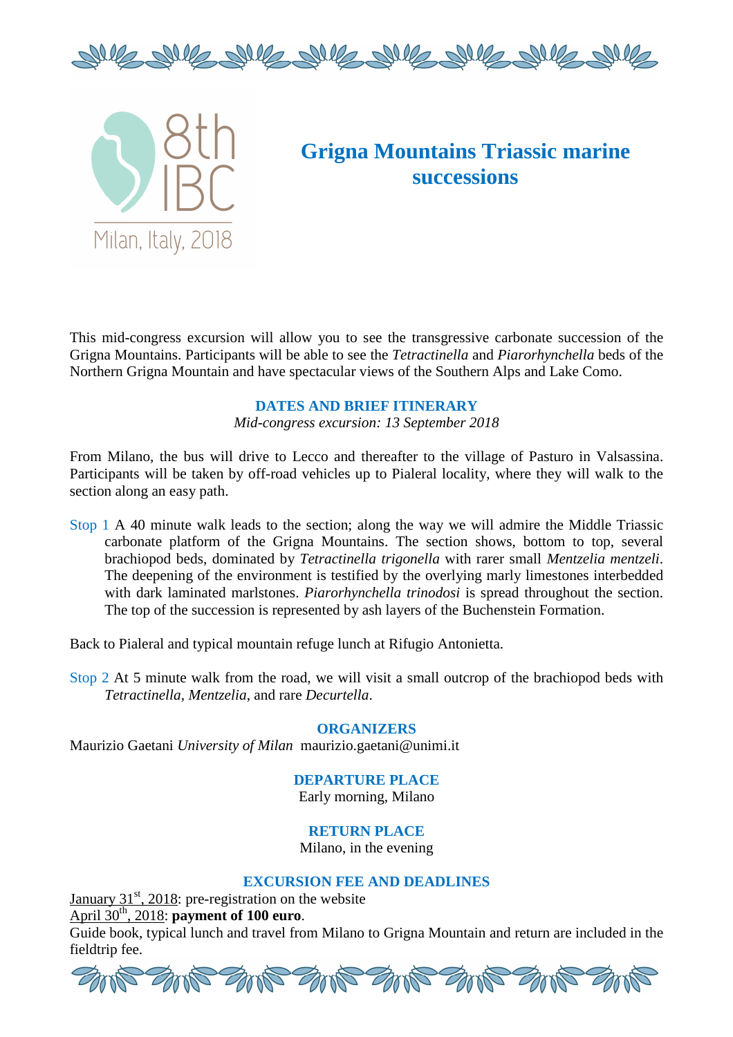8th IBC

Milan, Italy, 2018

# Grigna Mountains Triassic marine successions

This mid-congress excursion will allow you to see the transgressive carbonate succession of the Grigna Mountains. Participants will be able to see the *Tetractinella* and *Piarorhynchella* beds of the Northern Grigna Mountain and have spectacular views of the Southern Alps and Lake Como.

## DATES AND BRIEF ITINERARY

*Mid-congress excursion: 13 September 2018*

From Milano, the bus will drive to Lecco and thereafter to the village of Pasturo in Valsassina. Participants will be taken by off-road vehicles up to Pialeral locality, where they will walk to the section along an easy path.

Stop 1 A 40 minute walk leads to the section; along the way we will admire the Middle Triassic carbonate platform of the Grigna Mountains. The section shows, bottom to top, several brachiopod beds, dominated by *Tetractinella trigonella* with rarer small *Mentzelia mentzeli*. The deepening of the environment is testified by the overlying marly limestones interbedded with dark laminated marlstones. *Piarorhynchella trinodosi* is spread throughout the section. The top of the succession is represented by ash layers of the Buchenstein Formation.

Back to Pialeral and typical mountain refuge lunch at Rifugio Antonietta.

Stop 2 At 5 minute walk from the road, we will visit a small outcrop of the brachiopod beds with *Tetractinella*, *Mentzelia*, and rare *Decurtella*.

## ORGANIZERS

Maurizio Gaetani *University of Milan* maurizio.gaetani@unimi.it

## DEPARTURE PLACE

Early morning, Milano

## RETURN PLACE

Milano, in the evening

## EXCURSION FEE AND DEADLINES

January 31st, 2018: pre-registration on the website
April 30th, 2018: **payment of 100 euro**.
Guide book, typical lunch and travel from Milano to Grigna Mountain and return are included in the fieldtrip fee.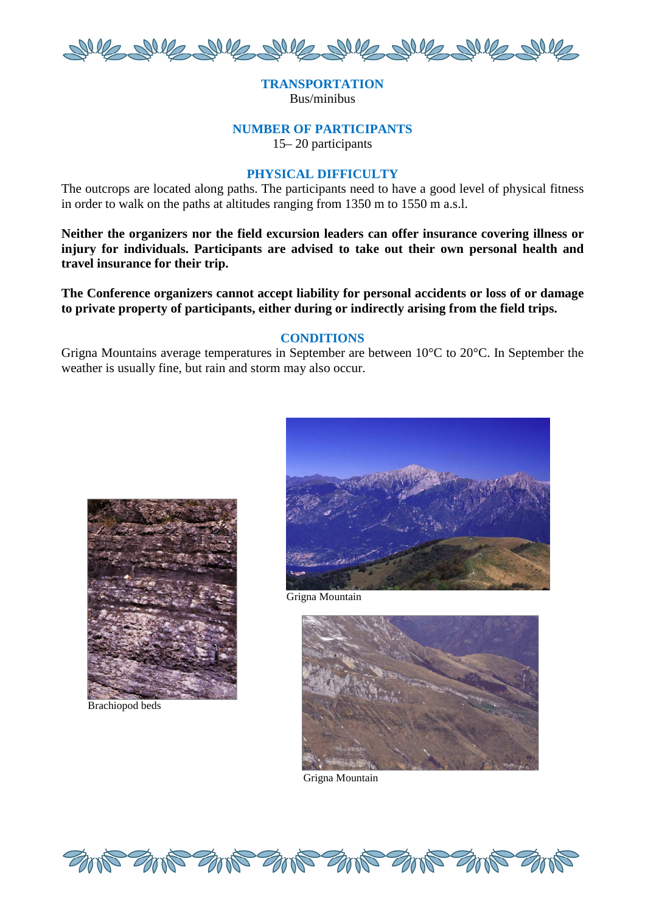## TRANSPORTATION

Bus/minibus

## NUMBER OF PARTICIPANTS

15– 20 participants

## PHYSICAL DIFFICULTY

The outcrops are located along paths. The participants need to have a good level of physical fitness in order to walk on the paths at altitudes ranging from 1350 m to 1550 m a.s.l.

**Neither the organizers nor the field excursion leaders can offer insurance covering illness or injury for individuals. Participants are advised to take out their own personal health and travel insurance for their trip.**

**The Conference organizers cannot accept liability for personal accidents or loss of or damage to private property of participants, either during or indirectly arising from the field trips.**

## CONDITIONS

Grigna Mountains average temperatures in September are between 10°C to 20°C. In September the weather is usually fine, but rain and storm may also occur.

Grigna Mountain

Brachiopod beds

Grigna Mountain